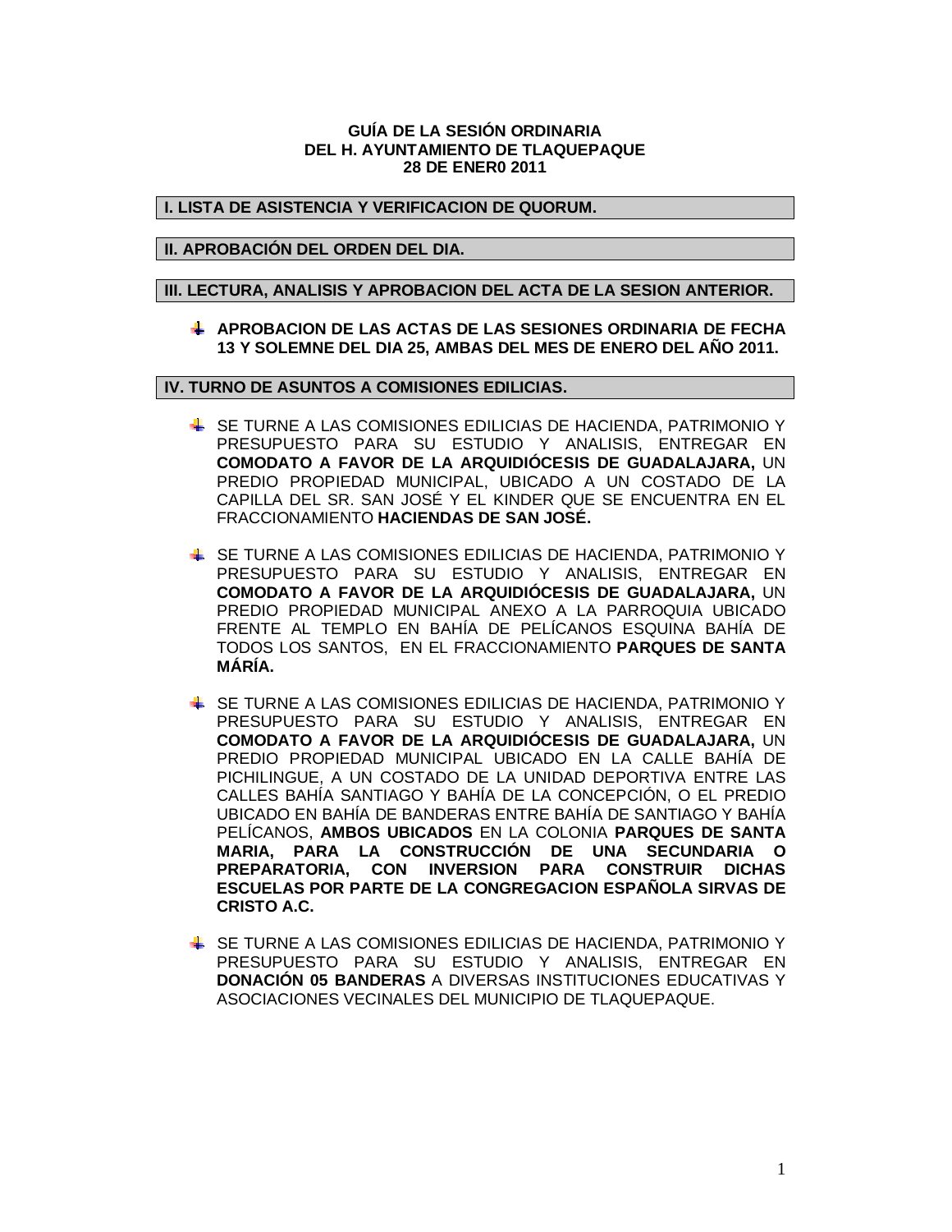**GUÍA DE LA SESIÓN ORDINARIA**
**DEL H. AYUNTAMIENTO DE TLAQUEPAQUE**
**28 DE ENER0 2011**

## I. LISTA DE ASISTENCIA Y VERIFICACION DE QUORUM.

## II. APROBACIÓN DEL ORDEN DEL DIA.

## III. LECTURA, ANALISIS Y APROBACION DEL ACTA DE LA SESION ANTERIOR.

- **APROBACION DE LAS ACTAS DE LAS SESIONES ORDINARIA DE FECHA 13 Y SOLEMNE DEL DIA 25, AMBAS DEL MES DE ENERO DEL AÑO 2011.**

## IV. TURNO DE ASUNTOS A COMISIONES EDILICIAS.

- SE TURNE A LAS COMISIONES EDILICIAS DE HACIENDA, PATRIMONIO Y PRESUPUESTO PARA SU ESTUDIO Y ANALISIS, ENTREGAR EN **COMODATO A FAVOR DE LA ARQUIDIÓCESIS DE GUADALAJARA,** UN PREDIO PROPIEDAD MUNICIPAL, UBICADO A UN COSTADO DE LA CAPILLA DEL SR. SAN JOSÉ Y EL KINDER QUE SE ENCUENTRA EN EL FRACCIONAMIENTO **HACIENDAS DE SAN JOSÉ.**

- SE TURNE A LAS COMISIONES EDILICIAS DE HACIENDA, PATRIMONIO Y PRESUPUESTO PARA SU ESTUDIO Y ANALISIS, ENTREGAR EN **COMODATO A FAVOR DE LA ARQUIDIÓCESIS DE GUADALAJARA,** UN PREDIO PROPIEDAD MUNICIPAL ANEXO A LA PARROQUIA UBICADO FRENTE AL TEMPLO EN BAHÍA DE PELÍCANOS ESQUINA BAHÍA DE TODOS LOS SANTOS, EN EL FRACCIONAMIENTO **PARQUES DE SANTA MÁRÍA.**

- SE TURNE A LAS COMISIONES EDILICIAS DE HACIENDA, PATRIMONIO Y PRESUPUESTO PARA SU ESTUDIO Y ANALISIS, ENTREGAR EN **COMODATO A FAVOR DE LA ARQUIDIÓCESIS DE GUADALAJARA,** UN PREDIO PROPIEDAD MUNICIPAL UBICADO EN LA CALLE BAHÍA DE PICHILINGUE, A UN COSTADO DE LA UNIDAD DEPORTIVA ENTRE LAS CALLES BAHÍA SANTIAGO Y BAHÍA DE LA CONCEPCIÓN, O EL PREDIO UBICADO EN BAHÍA DE BANDERAS ENTRE BAHÍA DE SANTIAGO Y BAHÍA PELÍCANOS, **AMBOS UBICADOS** EN LA COLONIA **PARQUES DE SANTA MARIA, PARA LA CONSTRUCCIÓN DE UNA SECUNDARIA O PREPARATORIA, CON INVERSION PARA CONSTRUIR DICHAS ESCUELAS POR PARTE DE LA CONGREGACION ESPAÑOLA SIRVAS DE CRISTO A.C.**

- SE TURNE A LAS COMISIONES EDILICIAS DE HACIENDA, PATRIMONIO Y PRESUPUESTO PARA SU ESTUDIO Y ANALISIS, ENTREGAR EN **DONACIÓN 05 BANDERAS** A DIVERSAS INSTITUCIONES EDUCATIVAS Y ASOCIACIONES VECINALES DEL MUNICIPIO DE TLAQUEPAQUE.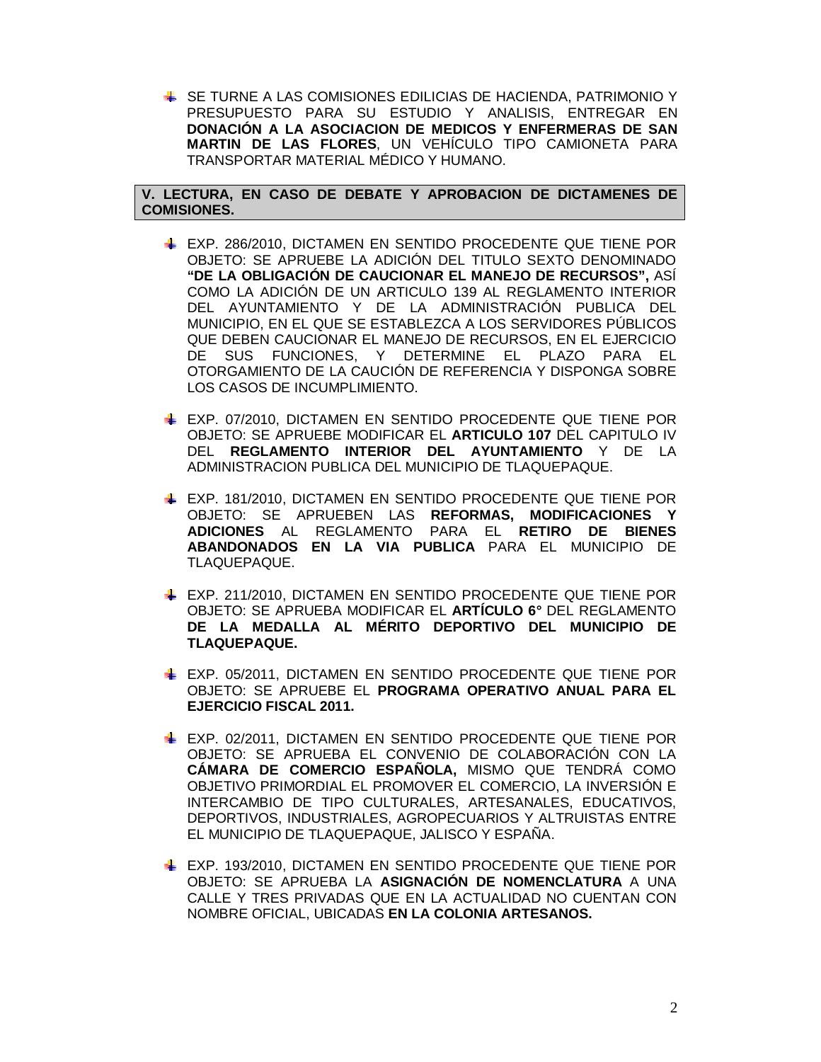- SE TURNE A LAS COMISIONES EDILICIAS DE HACIENDA, PATRIMONIO Y PRESUPUESTO PARA SU ESTUDIO Y ANALISIS, ENTREGAR EN **DONACIÓN A LA ASOCIACION DE MEDICOS Y ENFERMERAS DE SAN MARTIN DE LAS FLORES**, UN VEHÍCULO TIPO CAMIONETA PARA TRANSPORTAR MATERIAL MÉDICO Y HUMANO.

**V. LECTURA, EN CASO DE DEBATE Y APROBACION DE DICTAMENES DE COMISIONES.**

- EXP. 286/2010, DICTAMEN EN SENTIDO PROCEDENTE QUE TIENE POR OBJETO: SE APRUEBE LA ADICIÓN DEL TITULO SEXTO DENOMINADO **"DE LA OBLIGACIÓN DE CAUCIONAR EL MANEJO DE RECURSOS",** ASÍ COMO LA ADICIÓN DE UN ARTICULO 139 AL REGLAMENTO INTERIOR DEL AYUNTAMIENTO Y DE LA ADMINISTRACIÓN PUBLICA DEL MUNICIPIO, EN EL QUE SE ESTABLEZCA A LOS SERVIDORES PÚBLICOS QUE DEBEN CAUCIONAR EL MANEJO DE RECURSOS, EN EL EJERCICIO DE SUS FUNCIONES, Y DETERMINE EL PLAZO PARA EL OTORGAMIENTO DE LA CAUCIÓN DE REFERENCIA Y DISPONGA SOBRE LOS CASOS DE INCUMPLIMIENTO.

- EXP. 07/2010, DICTAMEN EN SENTIDO PROCEDENTE QUE TIENE POR OBJETO: SE APRUEBE MODIFICAR EL **ARTICULO 107** DEL CAPITULO IV DEL **REGLAMENTO INTERIOR DEL AYUNTAMIENTO** Y DE LA ADMINISTRACION PUBLICA DEL MUNICIPIO DE TLAQUEPAQUE.

- EXP. 181/2010, DICTAMEN EN SENTIDO PROCEDENTE QUE TIENE POR OBJETO: SE APRUEBEN LAS **REFORMAS, MODIFICACIONES Y ADICIONES** AL REGLAMENTO PARA EL **RETIRO DE BIENES ABANDONADOS EN LA VIA PUBLICA** PARA EL MUNICIPIO DE TLAQUEPAQUE.

- EXP. 211/2010, DICTAMEN EN SENTIDO PROCEDENTE QUE TIENE POR OBJETO: SE APRUEBA MODIFICAR EL **ARTÍCULO 6°** DEL REGLAMENTO **DE LA MEDALLA AL MÉRITO DEPORTIVO DEL MUNICIPIO DE TLAQUEPAQUE.**

- EXP. 05/2011, DICTAMEN EN SENTIDO PROCEDENTE QUE TIENE POR OBJETO: SE APRUEBE EL **PROGRAMA OPERATIVO ANUAL PARA EL EJERCICIO FISCAL 2011.**

- EXP. 02/2011, DICTAMEN EN SENTIDO PROCEDENTE QUE TIENE POR OBJETO: SE APRUEBA EL CONVENIO DE COLABORACIÓN CON LA **CÁMARA DE COMERCIO ESPAÑOLA,** MISMO QUE TENDRÁ COMO OBJETIVO PRIMORDIAL EL PROMOVER EL COMERCIO, LA INVERSIÓN E INTERCAMBIO DE TIPO CULTURALES, ARTESANALES, EDUCATIVOS, DEPORTIVOS, INDUSTRIALES, AGROPECUARIOS Y ALTRUISTAS ENTRE EL MUNICIPIO DE TLAQUEPAQUE, JALISCO Y ESPAÑA.

- EXP. 193/2010, DICTAMEN EN SENTIDO PROCEDENTE QUE TIENE POR OBJETO: SE APRUEBA LA **ASIGNACIÓN DE NOMENCLATURA** A UNA CALLE Y TRES PRIVADAS QUE EN LA ACTUALIDAD NO CUENTAN CON NOMBRE OFICIAL, UBICADAS **EN LA COLONIA ARTESANOS.**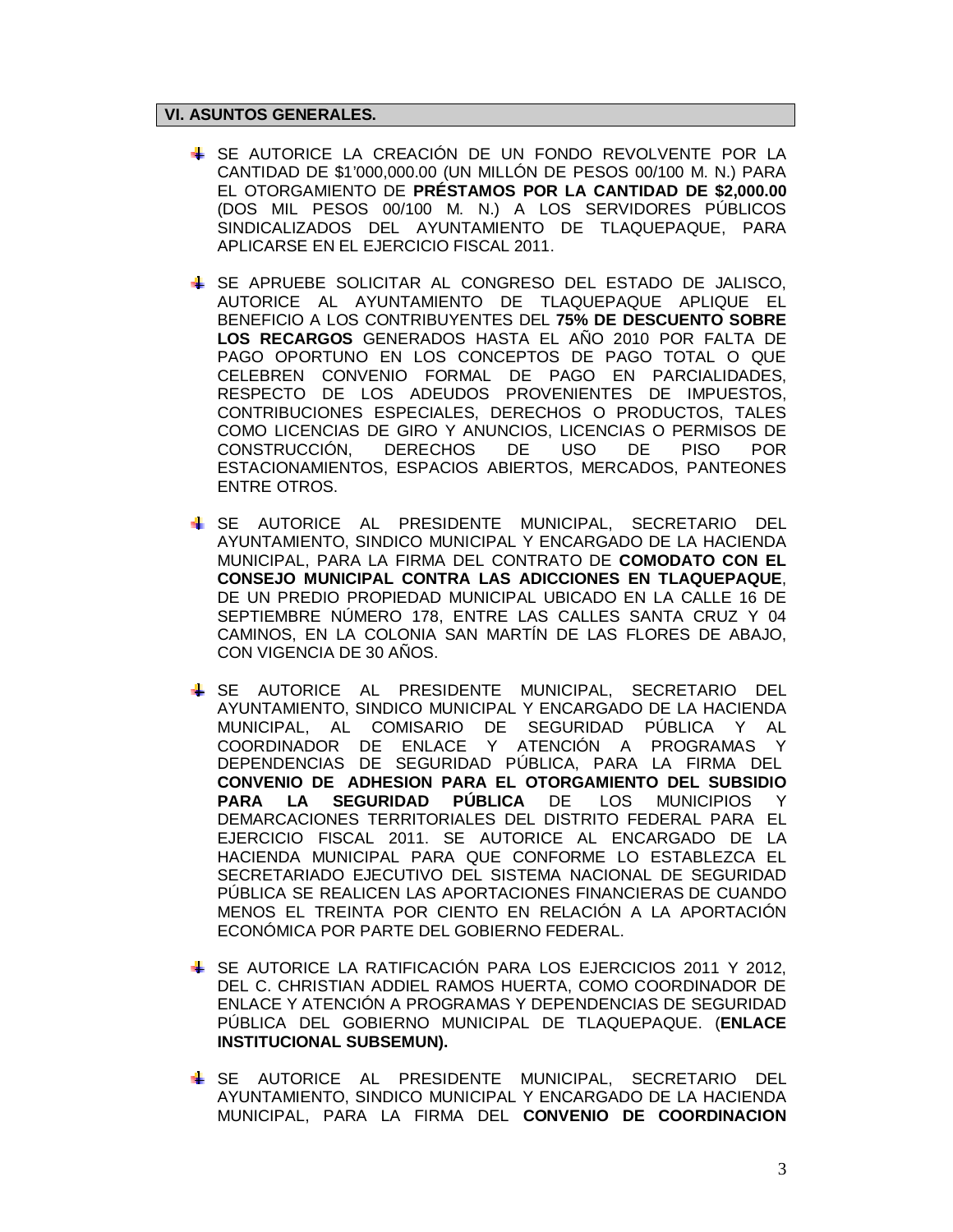## VI. ASUNTOS GENERALES.

- SE AUTORICE LA CREACIÓN DE UN FONDO REVOLVENTE POR LA CANTIDAD DE $1'000,000.00 (UN MILLÓN DE PESOS 00/100 M. N.) PARA EL OTORGAMIENTO DE **PRÉSTAMOS POR LA CANTIDAD DE $2,000.00** (DOS MIL PESOS 00/100 M. N.) A LOS SERVIDORES PÚBLICOS SINDICALIZADOS DEL AYUNTAMIENTO DE TLAQUEPAQUE, PARA APLICARSE EN EL EJERCICIO FISCAL 2011.

- SE APRUEBE SOLICITAR AL CONGRESO DEL ESTADO DE JALISCO, AUTORICE AL AYUNTAMIENTO DE TLAQUEPAQUE APLIQUE EL BENEFICIO A LOS CONTRIBUYENTES DEL **75% DE DESCUENTO SOBRE LOS RECARGOS** GENERADOS HASTA EL AÑO 2010 POR FALTA DE PAGO OPORTUNO EN LOS CONCEPTOS DE PAGO TOTAL O QUE CELEBREN CONVENIO FORMAL DE PAGO EN PARCIALIDADES, RESPECTO DE LOS ADEUDOS PROVENIENTES DE IMPUESTOS, CONTRIBUCIONES ESPECIALES, DERECHOS O PRODUCTOS, TALES COMO LICENCIAS DE GIRO Y ANUNCIOS, LICENCIAS O PERMISOS DE CONSTRUCCIÓN, DERECHOS DE USO DE PISO POR ESTACIONAMIENTOS, ESPACIOS ABIERTOS, MERCADOS, PANTEONES ENTRE OTROS.

- SE AUTORICE AL PRESIDENTE MUNICIPAL, SECRETARIO DEL AYUNTAMIENTO, SINDICO MUNICIPAL Y ENCARGADO DE LA HACIENDA MUNICIPAL, PARA LA FIRMA DEL CONTRATO DE **COMODATO CON EL CONSEJO MUNICIPAL CONTRA LAS ADICCIONES EN TLAQUEPAQUE**, DE UN PREDIO PROPIEDAD MUNICIPAL UBICADO EN LA CALLE 16 DE SEPTIEMBRE NÚMERO 178, ENTRE LAS CALLES SANTA CRUZ Y 04 CAMINOS, EN LA COLONIA SAN MARTÍN DE LAS FLORES DE ABAJO, CON VIGENCIA DE 30 AÑOS.

- SE AUTORICE AL PRESIDENTE MUNICIPAL, SECRETARIO DEL AYUNTAMIENTO, SINDICO MUNICIPAL Y ENCARGADO DE LA HACIENDA MUNICIPAL, AL COMISARIO DE SEGURIDAD PÚBLICA Y AL COORDINADOR DE ENLACE Y ATENCIÓN A PROGRAMAS Y DEPENDENCIAS DE SEGURIDAD PÚBLICA, PARA LA FIRMA DEL **CONVENIO DE ADHESION PARA EL OTORGAMIENTO DEL SUBSIDIO PARA LA SEGURIDAD PÚBLICA** DE LOS MUNICIPIOS Y DEMARCACIONES TERRITORIALES DEL DISTRITO FEDERAL PARA EL EJERCICIO FISCAL 2011. SE AUTORICE AL ENCARGADO DE LA HACIENDA MUNICIPAL PARA QUE CONFORME LO ESTABLEZCA EL SECRETARIADO EJECUTIVO DEL SISTEMA NACIONAL DE SEGURIDAD PÚBLICA SE REALICEN LAS APORTACIONES FINANCIERAS DE CUANDO MENOS EL TREINTA POR CIENTO EN RELACIÓN A LA APORTACIÓN ECONÓMICA POR PARTE DEL GOBIERNO FEDERAL.

- SE AUTORICE LA RATIFICACIÓN PARA LOS EJERCICIOS 2011 Y 2012, DEL C. CHRISTIAN ADDIEL RAMOS HUERTA, COMO COORDINADOR DE ENLACE Y ATENCIÓN A PROGRAMAS Y DEPENDENCIAS DE SEGURIDAD PÚBLICA DEL GOBIERNO MUNICIPAL DE TLAQUEPAQUE. (**ENLACE INSTITUCIONAL SUBSEMUN).**

- SE AUTORICE AL PRESIDENTE MUNICIPAL, SECRETARIO DEL AYUNTAMIENTO, SINDICO MUNICIPAL Y ENCARGADO DE LA HACIENDA MUNICIPAL, PARA LA FIRMA DEL **CONVENIO DE COORDINACION**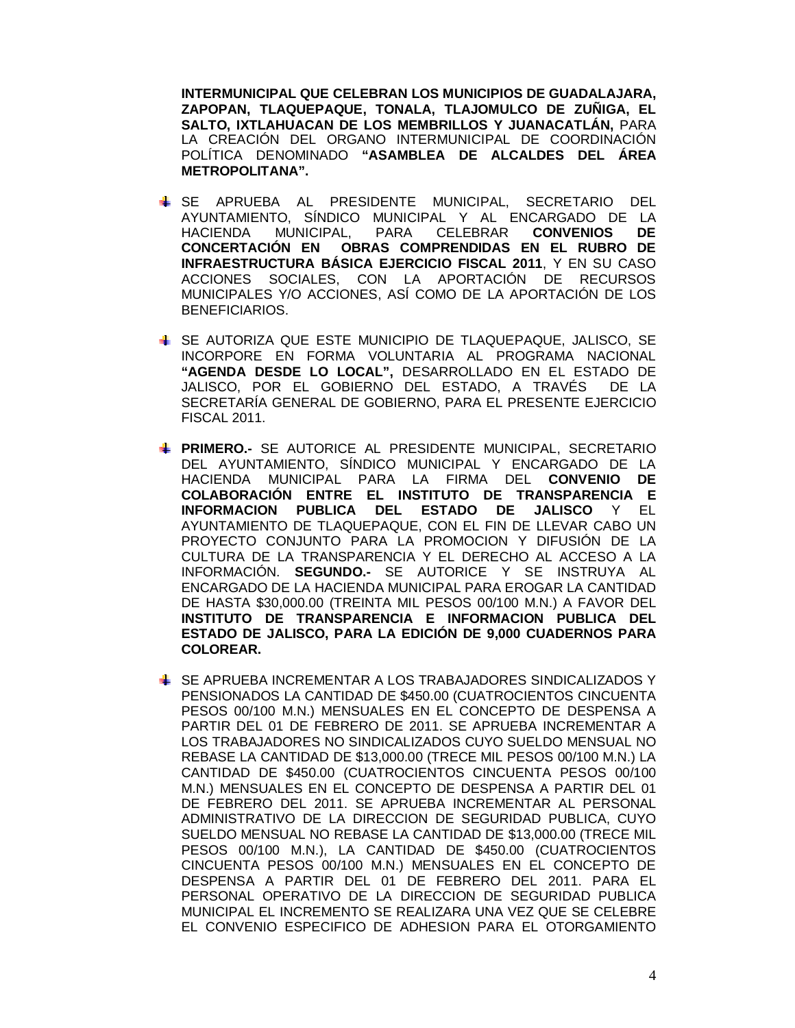**INTERMUNICIPAL QUE CELEBRAN LOS MUNICIPIOS DE GUADALAJARA, ZAPOPAN, TLAQUEPAQUE, TONALA, TLAJOMULCO DE ZUÑIGA, EL SALTO, IXTLAHUACAN DE LOS MEMBRILLOS Y JUANACATLÁN,** PARA LA CREACIÓN DEL ORGANO INTERMUNICIPAL DE COORDINACIÓN POLÍTICA DENOMINADO **"ASAMBLEA DE ALCALDES DEL ÁREA METROPOLITANA".**

- SE APRUEBA AL PRESIDENTE MUNICIPAL, SECRETARIO DEL AYUNTAMIENTO, SÍNDICO MUNICIPAL Y AL ENCARGADO DE LA HACIENDA MUNICIPAL, PARA CELEBRAR **CONVENIOS DE CONCERTACIÓN EN OBRAS COMPRENDIDAS EN EL RUBRO DE INFRAESTRUCTURA BÁSICA EJERCICIO FISCAL 2011**, Y EN SU CASO ACCIONES SOCIALES, CON LA APORTACIÓN DE RECURSOS MUNICIPALES Y/O ACCIONES, ASÍ COMO DE LA APORTACIÓN DE LOS BENEFICIARIOS.

- SE AUTORIZA QUE ESTE MUNICIPIO DE TLAQUEPAQUE, JALISCO, SE INCORPORE EN FORMA VOLUNTARIA AL PROGRAMA NACIONAL **"AGENDA DESDE LO LOCAL",** DESARROLLADO EN EL ESTADO DE JALISCO, POR EL GOBIERNO DEL ESTADO, A TRAVÉS DE LA SECRETARÍA GENERAL DE GOBIERNO, PARA EL PRESENTE EJERCICIO FISCAL 2011.

- **PRIMERO.-** SE AUTORICE AL PRESIDENTE MUNICIPAL, SECRETARIO DEL AYUNTAMIENTO, SÍNDICO MUNICIPAL Y ENCARGADO DE LA HACIENDA MUNICIPAL PARA LA FIRMA DEL **CONVENIO DE COLABORACIÓN ENTRE EL INSTITUTO DE TRANSPARENCIA E INFORMACION PUBLICA DEL ESTADO DE JALISCO** Y EL AYUNTAMIENTO DE TLAQUEPAQUE, CON EL FIN DE LLEVAR CABO UN PROYECTO CONJUNTO PARA LA PROMOCION Y DIFUSIÓN DE LA CULTURA DE LA TRANSPARENCIA Y EL DERECHO AL ACCESO A LA INFORMACIÓN. **SEGUNDO.-** SE AUTORICE Y SE INSTRUYA AL ENCARGADO DE LA HACIENDA MUNICIPAL PARA EROGAR LA CANTIDAD DE HASTA $30,000.00 (TREINTA MIL PESOS 00/100 M.N.) A FAVOR DEL **INSTITUTO DE TRANSPARENCIA E INFORMACION PUBLICA DEL ESTADO DE JALISCO, PARA LA EDICIÓN DE 9,000 CUADERNOS PARA COLOREAR.**

- SE APRUEBA INCREMENTAR A LOS TRABAJADORES SINDICALIZADOS Y PENSIONADOS LA CANTIDAD DE $450.00 (CUATROCIENTOS CINCUENTA PESOS 00/100 M.N.) MENSUALES EN EL CONCEPTO DE DESPENSA A PARTIR DEL 01 DE FEBRERO DE 2011. SE APRUEBA INCREMENTAR A LOS TRABAJADORES NO SINDICALIZADOS CUYO SUELDO MENSUAL NO REBASE LA CANTIDAD DE $13,000.00 (TRECE MIL PESOS 00/100 M.N.) LA CANTIDAD DE $450.00 (CUATROCIENTOS CINCUENTA PESOS 00/100 M.N.) MENSUALES EN EL CONCEPTO DE DESPENSA A PARTIR DEL 01 DE FEBRERO DEL 2011. SE APRUEBA INCREMENTAR AL PERSONAL ADMINISTRATIVO DE LA DIRECCION DE SEGURIDAD PUBLICA, CUYO SUELDO MENSUAL NO REBASE LA CANTIDAD DE $13,000.00 (TRECE MIL PESOS 00/100 M.N.), LA CANTIDAD DE $450.00 (CUATROCIENTOS CINCUENTA PESOS 00/100 M.N.) MENSUALES EN EL CONCEPTO DE DESPENSA A PARTIR DEL 01 DE FEBRERO DEL 2011. PARA EL PERSONAL OPERATIVO DE LA DIRECCION DE SEGURIDAD PUBLICA MUNICIPAL EL INCREMENTO SE REALIZARA UNA VEZ QUE SE CELEBRE EL CONVENIO ESPECIFICO DE ADHESION PARA EL OTORGAMIENTO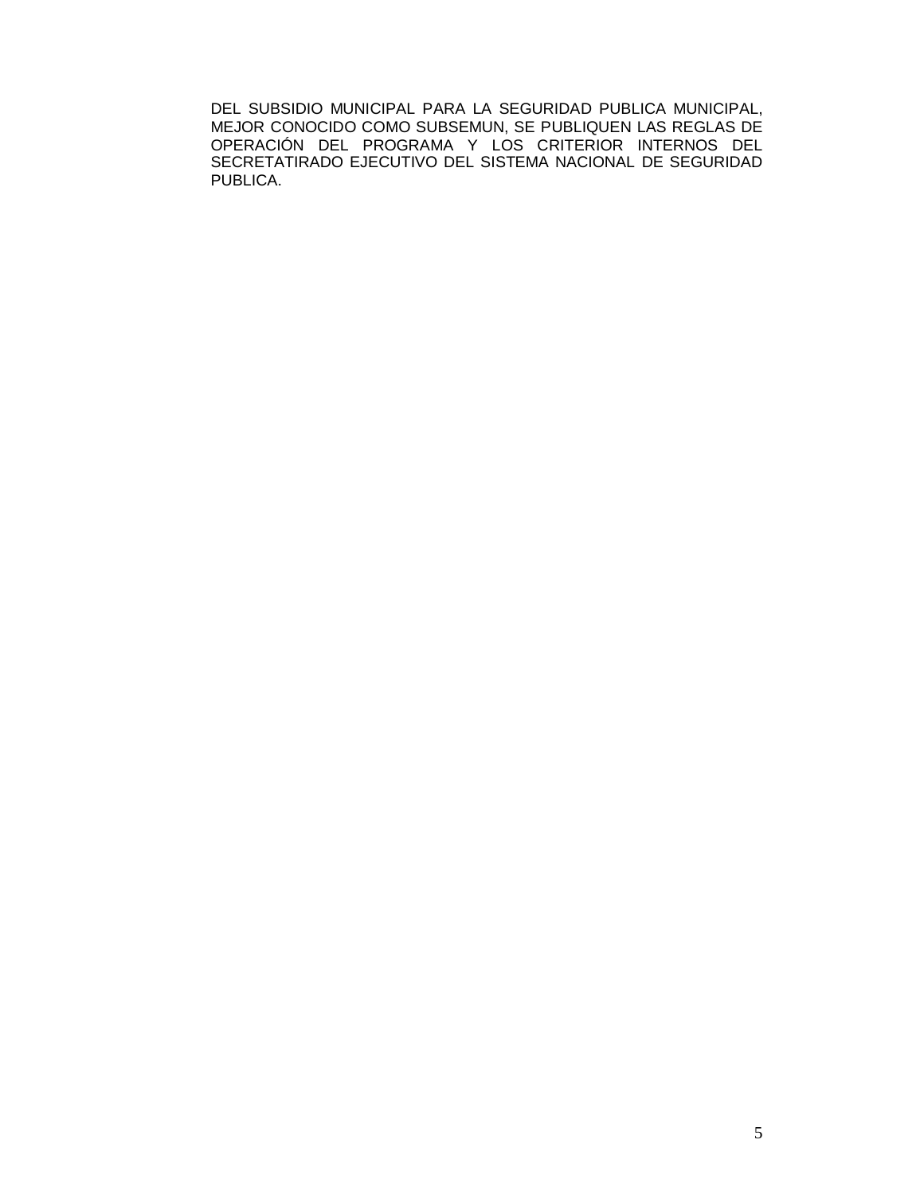DEL SUBSIDIO MUNICIPAL PARA LA SEGURIDAD PUBLICA MUNICIPAL, MEJOR CONOCIDO COMO SUBSEMUN, SE PUBLIQUEN LAS REGLAS DE OPERACIÓN DEL PROGRAMA Y LOS CRITERIOR INTERNOS DEL SECRETATIRADO EJECUTIVO DEL SISTEMA NACIONAL DE SEGURIDAD PUBLICA.